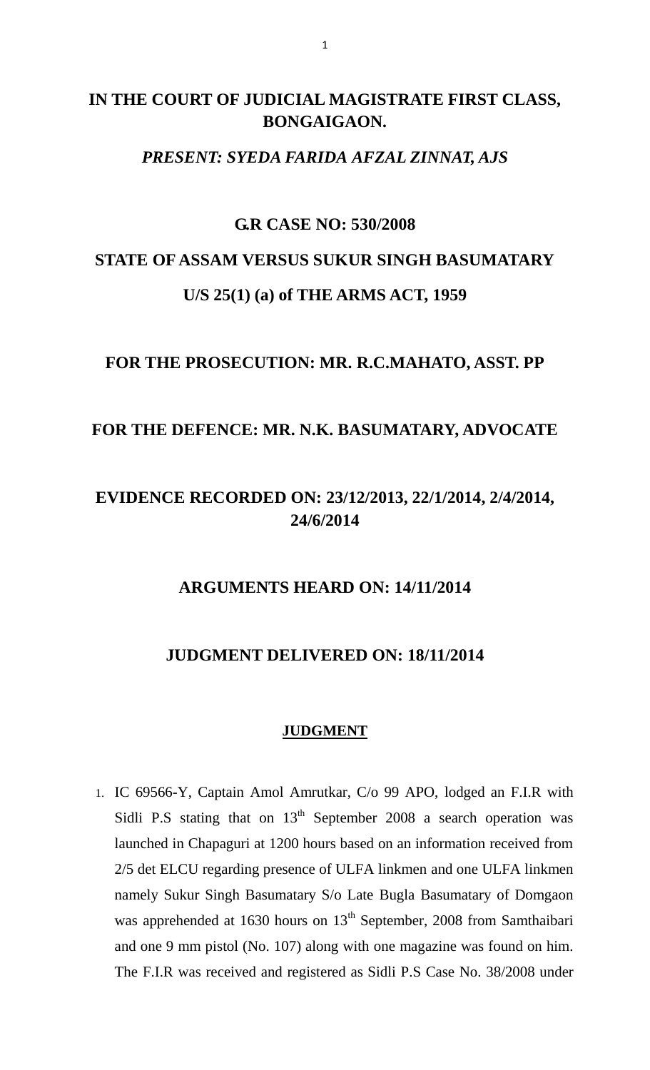**IN THE COURT OF JUDICIAL MAGISTRATE FIRST CLASS, BONGAIGAON.**

***PRESENT: SYEDA FARIDA AFZAL ZINNAT, AJS***

**G.R CASE NO: 530/2008**

**STATE OF ASSAM VERSUS SUKUR SINGH BASUMATARY**

**U/S 25(1) (a) of THE ARMS ACT, 1959**

**FOR THE PROSECUTION: MR. R.C.MAHATO, ASST. PP**

**FOR THE DEFENCE: MR. N.K. BASUMATARY, ADVOCATE**

**EVIDENCE RECORDED ON: 23/12/2013, 22/1/2014, 2/4/2014, 24/6/2014**

**ARGUMENTS HEARD ON: 14/11/2014**

**JUDGMENT DELIVERED ON: 18/11/2014**

**JUDGMENT**

1. IC 69566-Y, Captain Amol Amrutkar, C/o 99 APO, lodged an F.I.R with Sidli P.S stating that on 13th September 2008 a search operation was launched in Chapaguri at 1200 hours based on an information received from 2/5 det ELCU regarding presence of ULFA linkmen and one ULFA linkmen namely Sukur Singh Basumatary S/o Late Bugla Basumatary of Domgaon was apprehended at 1630 hours on 13th September, 2008 from Samthaibari and one 9 mm pistol (No. 107) along with one magazine was found on him. The F.I.R was received and registered as Sidli P.S Case No. 38/2008 under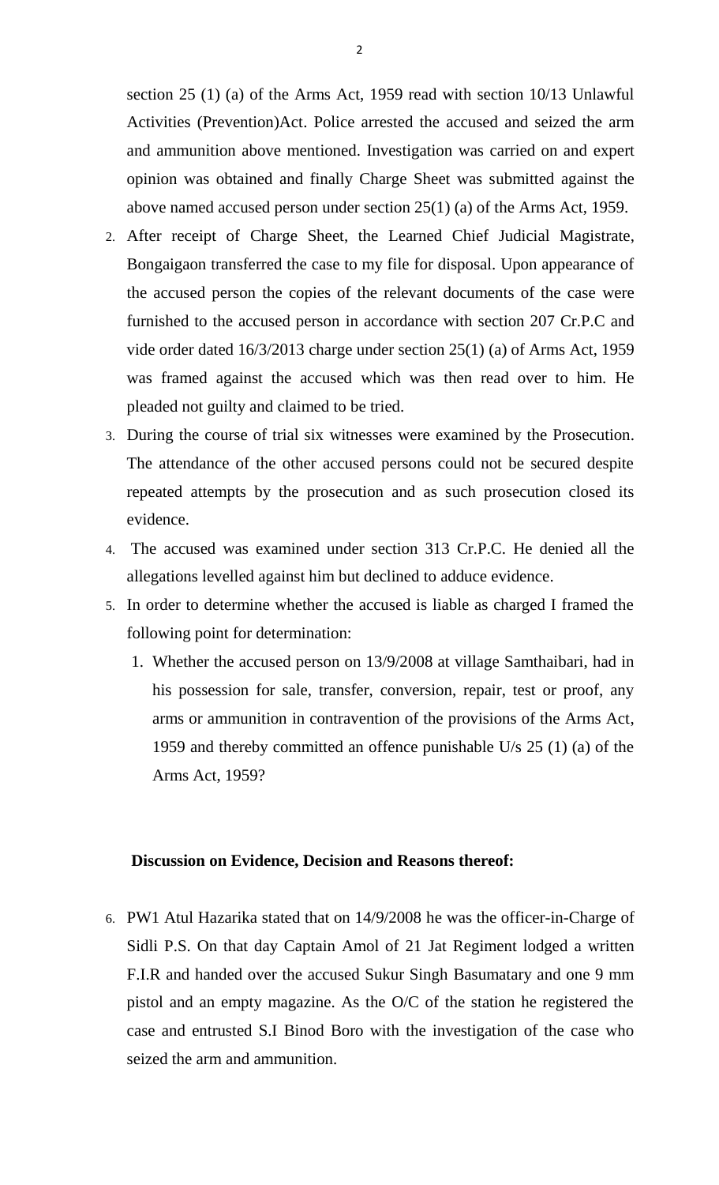section 25 (1) (a) of the Arms Act, 1959 read with section 10/13 Unlawful Activities (Prevention)Act. Police arrested the accused and seized the arm and ammunition above mentioned. Investigation was carried on and expert opinion was obtained and finally Charge Sheet was submitted against the above named accused person under section 25(1) (a) of the Arms Act, 1959.

2. After receipt of Charge Sheet, the Learned Chief Judicial Magistrate, Bongaigaon transferred the case to my file for disposal. Upon appearance of the accused person the copies of the relevant documents of the case were furnished to the accused person in accordance with section 207 Cr.P.C and vide order dated 16/3/2013 charge under section 25(1) (a) of Arms Act, 1959 was framed against the accused which was then read over to him. He pleaded not guilty and claimed to be tried.

3. During the course of trial six witnesses were examined by the Prosecution. The attendance of the other accused persons could not be secured despite repeated attempts by the prosecution and as such prosecution closed its evidence.

4. The accused was examined under section 313 Cr.P.C. He denied all the allegations levelled against him but declined to adduce evidence.

5. In order to determine whether the accused is liable as charged I framed the following point for determination:

   1. Whether the accused person on 13/9/2008 at village Samthaibari, had in his possession for sale, transfer, conversion, repair, test or proof, any arms or ammunition in contravention of the provisions of the Arms Act, 1959 and thereby committed an offence punishable U/s 25 (1) (a) of the Arms Act, 1959?

**Discussion on Evidence, Decision and Reasons thereof:**

6. PW1 Atul Hazarika stated that on 14/9/2008 he was the officer-in-Charge of Sidli P.S. On that day Captain Amol of 21 Jat Regiment lodged a written F.I.R and handed over the accused Sukur Singh Basumatary and one 9 mm pistol and an empty magazine. As the O/C of the station he registered the case and entrusted S.I Binod Boro with the investigation of the case who seized the arm and ammunition.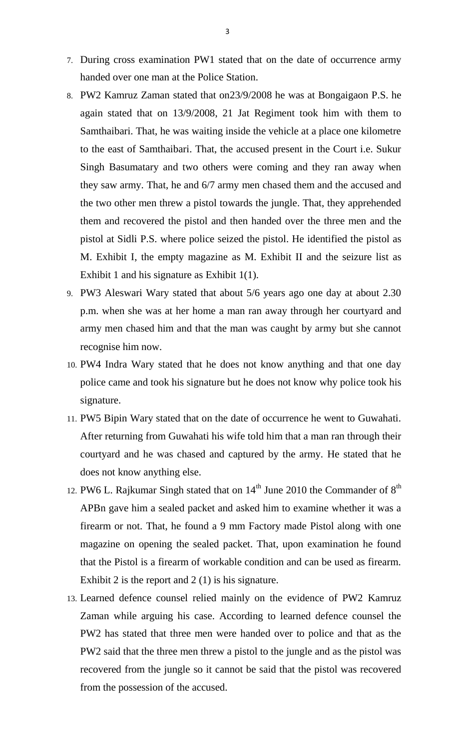7. During cross examination PW1 stated that on the date of occurrence army handed over one man at the Police Station.

8. PW2 Kamruz Zaman stated that on23/9/2008 he was at Bongaigaon P.S. he again stated that on 13/9/2008, 21 Jat Regiment took him with them to Samthaibari. That, he was waiting inside the vehicle at a place one kilometre to the east of Samthaibari. That, the accused present in the Court i.e. Sukur Singh Basumatary and two others were coming and they ran away when they saw army. That, he and 6/7 army men chased them and the accused and the two other men threw a pistol towards the jungle. That, they apprehended them and recovered the pistol and then handed over the three men and the pistol at Sidli P.S. where police seized the pistol. He identified the pistol as M. Exhibit I, the empty magazine as M. Exhibit II and the seizure list as Exhibit 1 and his signature as Exhibit 1(1).

9. PW3 Aleswari Wary stated that about 5/6 years ago one day at about 2.30 p.m. when she was at her home a man ran away through her courtyard and army men chased him and that the man was caught by army but she cannot recognise him now.

10. PW4 Indra Wary stated that he does not know anything and that one day police came and took his signature but he does not know why police took his signature.

11. PW5 Bipin Wary stated that on the date of occurrence he went to Guwahati. After returning from Guwahati his wife told him that a man ran through their courtyard and he was chased and captured by the army. He stated that he does not know anything else.

12. PW6 L. Rajkumar Singh stated that on 14th June 2010 the Commander of 8th APBn gave him a sealed packet and asked him to examine whether it was a firearm or not. That, he found a 9 mm Factory made Pistol along with one magazine on opening the sealed packet. That, upon examination he found that the Pistol is a firearm of workable condition and can be used as firearm. Exhibit 2 is the report and 2 (1) is his signature.

13. Learned defence counsel relied mainly on the evidence of PW2 Kamruz Zaman while arguing his case. According to learned defence counsel the PW2 has stated that three men were handed over to police and that as the PW2 said that the three men threw a pistol to the jungle and as the pistol was recovered from the jungle so it cannot be said that the pistol was recovered from the possession of the accused.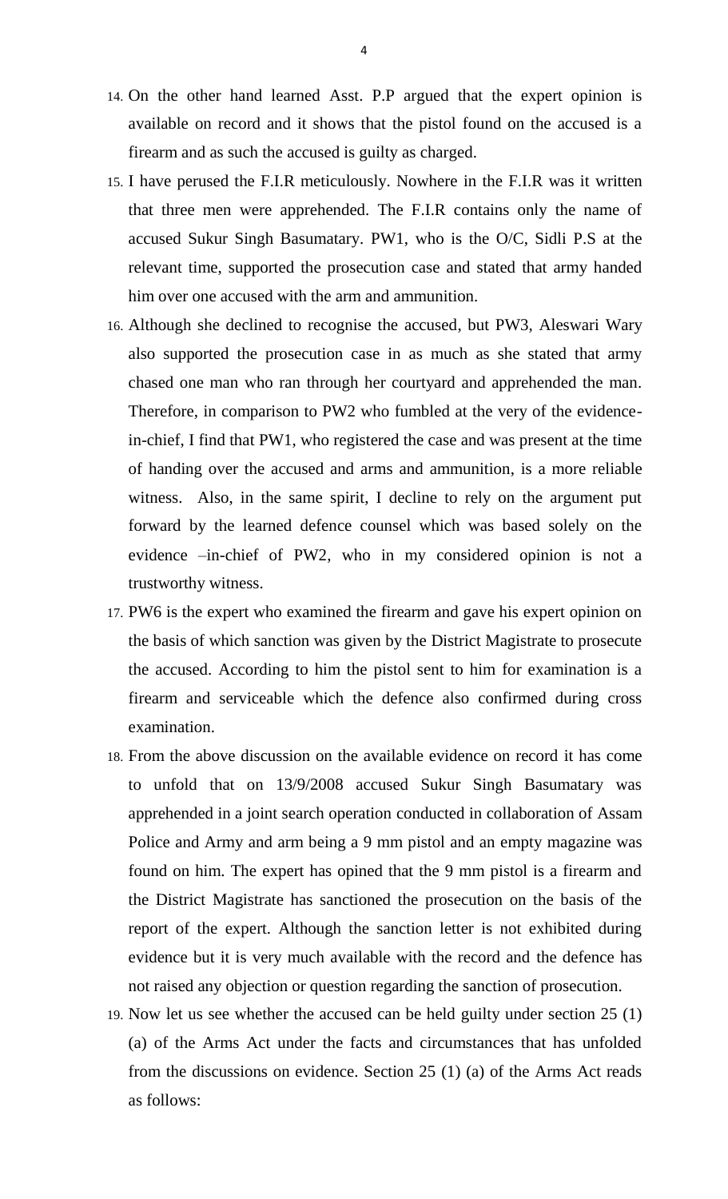14. On the other hand learned Asst. P.P argued that the expert opinion is available on record and it shows that the pistol found on the accused is a firearm and as such the accused is guilty as charged.
15. I have perused the F.I.R meticulously. Nowhere in the F.I.R was it written that three men were apprehended. The F.I.R contains only the name of accused Sukur Singh Basumatary. PW1, who is the O/C, Sidli P.S at the relevant time, supported the prosecution case and stated that army handed him over one accused with the arm and ammunition.
16. Although she declined to recognise the accused, but PW3, Aleswari Wary also supported the prosecution case in as much as she stated that army chased one man who ran through her courtyard and apprehended the man. Therefore, in comparison to PW2 who fumbled at the very of the evidence-in-chief, I find that PW1, who registered the case and was present at the time of handing over the accused and arms and ammunition, is a more reliable witness. Also, in the same spirit, I decline to rely on the argument put forward by the learned defence counsel which was based solely on the evidence –in-chief of PW2, who in my considered opinion is not a trustworthy witness.
17. PW6 is the expert who examined the firearm and gave his expert opinion on the basis of which sanction was given by the District Magistrate to prosecute the accused. According to him the pistol sent to him for examination is a firearm and serviceable which the defence also confirmed during cross examination.
18. From the above discussion on the available evidence on record it has come to unfold that on 13/9/2008 accused Sukur Singh Basumatary was apprehended in a joint search operation conducted in collaboration of Assam Police and Army and arm being a 9 mm pistol and an empty magazine was found on him. The expert has opined that the 9 mm pistol is a firearm and the District Magistrate has sanctioned the prosecution on the basis of the report of the expert. Although the sanction letter is not exhibited during evidence but it is very much available with the record and the defence has not raised any objection or question regarding the sanction of prosecution.
19. Now let us see whether the accused can be held guilty under section 25 (1) (a) of the Arms Act under the facts and circumstances that has unfolded from the discussions on evidence. Section 25 (1) (a) of the Arms Act reads as follows: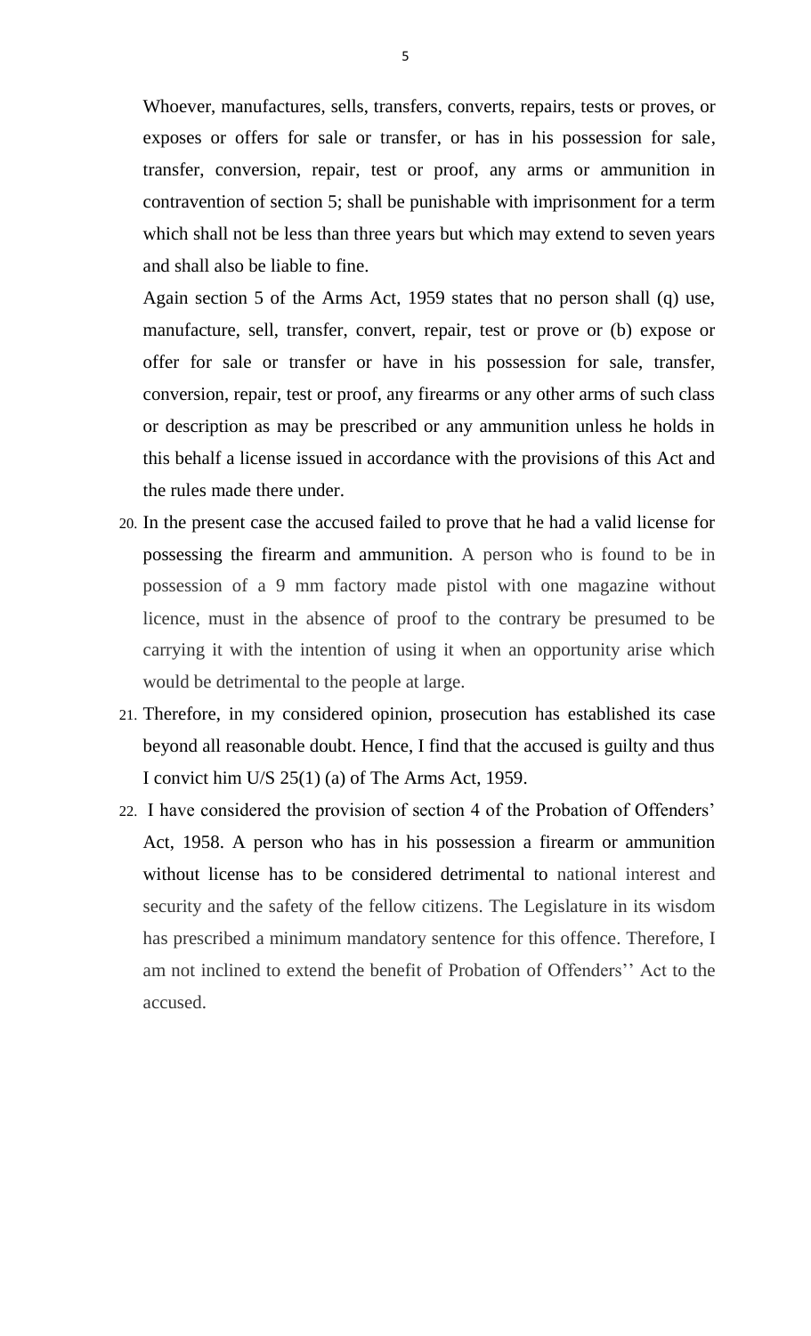Whoever, manufactures, sells, transfers, converts, repairs, tests or proves, or exposes or offers for sale or transfer, or has in his possession for sale, transfer, conversion, repair, test or proof, any arms or ammunition in contravention of section 5; shall be punishable with imprisonment for a term which shall not be less than three years but which may extend to seven years and shall also be liable to fine.

Again section 5 of the Arms Act, 1959 states that no person shall (q) use, manufacture, sell, transfer, convert, repair, test or prove or (b) expose or offer for sale or transfer or have in his possession for sale, transfer, conversion, repair, test or proof, any firearms or any other arms of such class or description as may be prescribed or any ammunition unless he holds in this behalf a license issued in accordance with the provisions of this Act and the rules made there under.

20. In the present case the accused failed to prove that he had a valid license for possessing the firearm and ammunition. A person who is found to be in possession of a 9 mm factory made pistol with one magazine without licence, must in the absence of proof to the contrary be presumed to be carrying it with the intention of using it when an opportunity arise which would be detrimental to the people at large.

21. Therefore, in my considered opinion, prosecution has established its case beyond all reasonable doubt. Hence, I find that the accused is guilty and thus I convict him U/S 25(1) (a) of The Arms Act, 1959.

22. I have considered the provision of section 4 of the Probation of Offenders' Act, 1958. A person who has in his possession a firearm or ammunition without license has to be considered detrimental to national interest and security and the safety of the fellow citizens. The Legislature in its wisdom has prescribed a minimum mandatory sentence for this offence. Therefore, I am not inclined to extend the benefit of Probation of Offenders'' Act to the accused.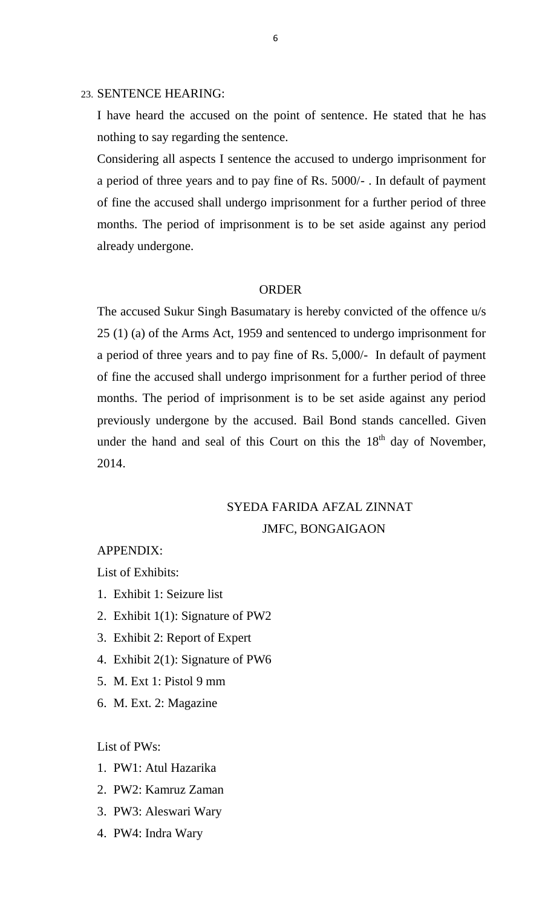23. SENTENCE HEARING:

I have heard the accused on the point of sentence. He stated that he has nothing to say regarding the sentence.

Considering all aspects I sentence the accused to undergo imprisonment for a period of three years and to pay fine of Rs. 5000/- . In default of payment of fine the accused shall undergo imprisonment for a further period of three months. The period of imprisonment is to be set aside against any period already undergone.

## ORDER

The accused Sukur Singh Basumatary is hereby convicted of the offence u/s 25 (1) (a) of the Arms Act, 1959 and sentenced to undergo imprisonment for a period of three years and to pay fine of Rs. 5,000/- In default of payment of fine the accused shall undergo imprisonment for a further period of three months. The period of imprisonment is to be set aside against any period previously undergone by the accused. Bail Bond stands cancelled. Given under the hand and seal of this Court on this the 18th day of November, 2014.

SYEDA FARIDA AFZAL ZINNAT

JMFC, BONGAIGAON

APPENDIX:

List of Exhibits:

1. Exhibit 1: Seizure list
2. Exhibit 1(1): Signature of PW2
3. Exhibit 2: Report of Expert
4. Exhibit 2(1): Signature of PW6
5. M. Ext 1: Pistol 9 mm
6. M. Ext. 2: Magazine

List of PWs:

1. PW1: Atul Hazarika
2. PW2: Kamruz Zaman
3. PW3: Aleswari Wary
4. PW4: Indra Wary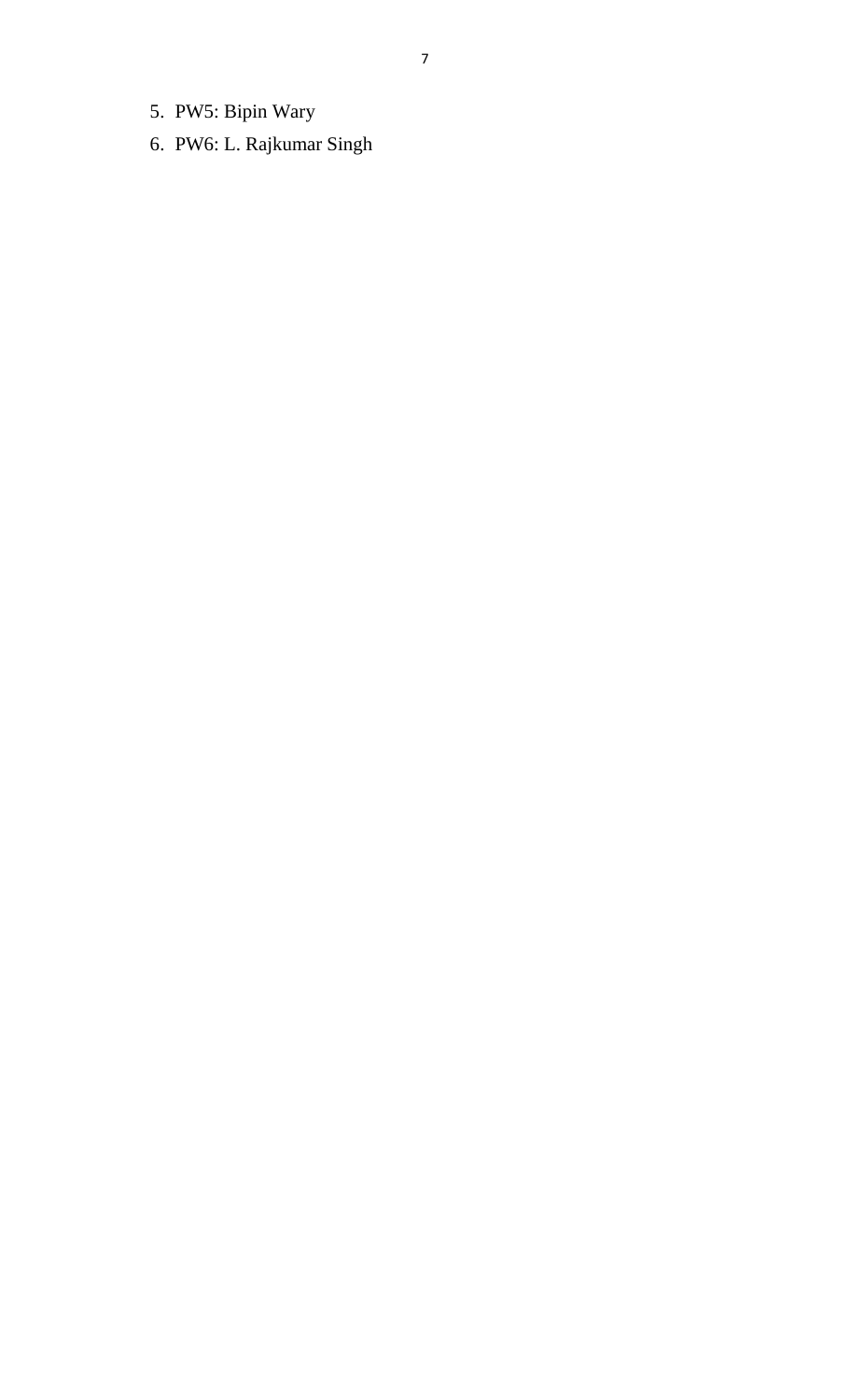5. PW5: Bipin Wary
6. PW6: L. Rajkumar Singh